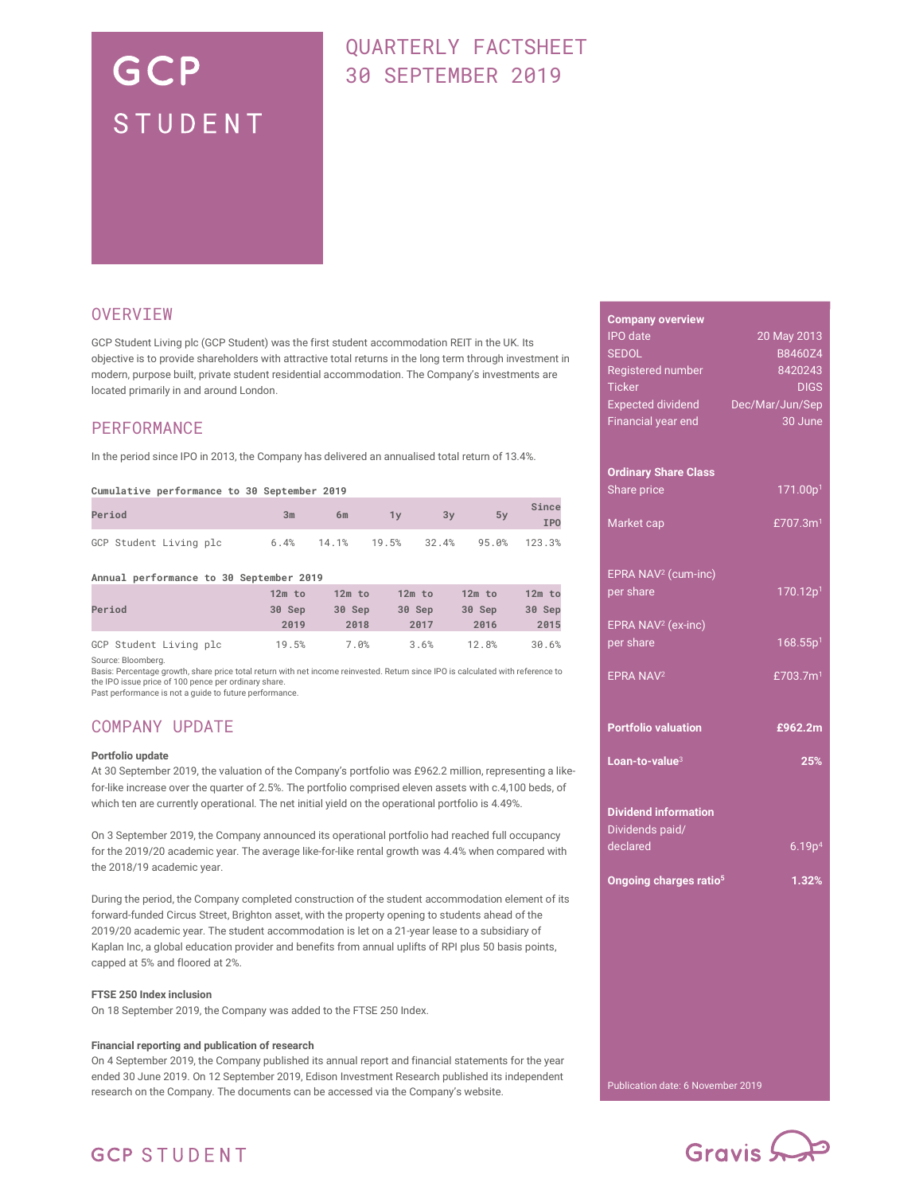# GCP STUDENT

# QUARTERLY FACTSHEET 30 SEPTEMBER 2019

## OVERVIEW

GCP Student Living plc (GCP Student) was the first student accommodation REIT in the UK. Its objective is to provide shareholders with attractive total returns in the long term through investment in modern, purpose built, private student residential accommodation. The Company's investments are located primarily in and around London.

## PERFORMANCE

In the period since IPO in 2013, the Company has delivered an annualised total return of 13.4%.

**Cumulative performance to 30 September 2019**

| Period | 3m | 6m | 1y | 3y | 5y | Since IPO |
|---|---|---|---|---|---|---|
| GCP Student Living plc | 6.4% | 14.1% | 19.5% | 32.4% | 95.0% | 123.3% |

**Annual performance to 30 September 2019**

| Period | 12m to 30 Sep 2019 | 12m to 30 Sep 2018 | 12m to 30 Sep 2017 | 12m to 30 Sep 2016 | 12m to 30 Sep 2015 |
|---|---|---|---|---|---|
| GCP Student Living plc | 19.5% | 7.0% | 3.6% | 12.8% | 30.6% |

Source: Bloomberg.
Basis: Percentage growth, share price total return with net income reinvested. Return since IPO is calculated with reference to the IPO issue price of 100 pence per ordinary share.
Past performance is not a guide to future performance.

## COMPANY UPDATE

**Portfolio update**

At 30 September 2019, the valuation of the Company's portfolio was £962.2 million, representing a like-for-like increase over the quarter of 2.5%. The portfolio comprised eleven assets with c.4,100 beds, of which ten are currently operational. The net initial yield on the operational portfolio is 4.49%.

On 3 September 2019, the Company announced its operational portfolio had reached full occupancy for the 2019/20 academic year. The average like-for-like rental growth was 4.4% when compared with the 2018/19 academic year.

During the period, the Company completed construction of the student accommodation element of its forward-funded Circus Street, Brighton asset, with the property opening to students ahead of the 2019/20 academic year. The student accommodation is let on a 21-year lease to a subsidiary of Kaplan Inc, a global education provider and benefits from annual uplifts of RPI plus 50 basis points, capped at 5% and floored at 2%.

**FTSE 250 Index inclusion**

On 18 September 2019, the Company was added to the FTSE 250 Index.

**Financial reporting and publication of research**

On 4 September 2019, the Company published its annual report and financial statements for the year ended 30 June 2019. On 12 September 2019, Edison Investment Research published its independent research on the Company. The documents can be accessed via the Company's website.

---

**Company overview**

| | |
|---|---|
| IPO date | 20 May 2013 |
| SEDOL | B8460Z4 |
| Registered number | 8420243 |
| Ticker | DIGS |
| Expected dividend | Dec/Mar/Jun/Sep |
| Financial year end | 30 June |

**Ordinary Share Class**

| | |
|---|---|
| Share price | 171.00p[1] |
| Market cap | £707.3m[1] |
| EPRA NAV[2] (cum-inc) per share | 170.12p[1] |
| EPRA NAV[2] (ex-inc) per share | 168.55p[1] |
| EPRA NAV[2] | £703.7m[1] |
| **Portfolio valuation** | **£962.2m** |
| **Loan-to-value[3]** | **25%** |

**Dividend information**

| | |
|---|---|
| Dividends paid/ declared | 6.19p[4] |
| **Ongoing charges ratio[5]** | **1.32%** |

Publication date: 6 November 2019

GCP STUDENT

Gravis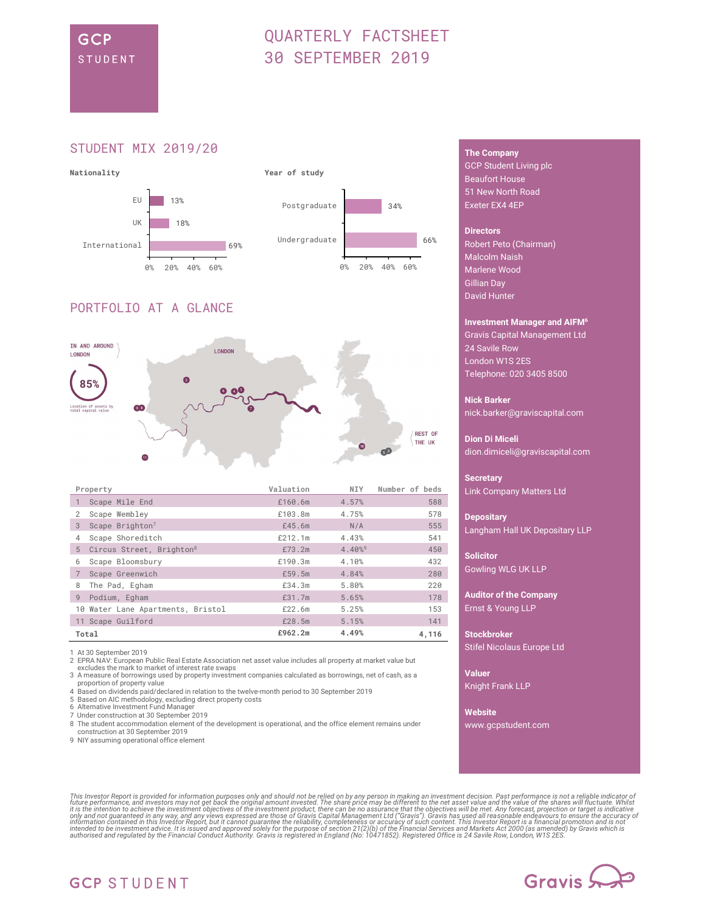# QUARTERLY FACTSHEET 30 SEPTEMBER 2019

## STUDENT MIX 2019/20

**Nationality**

EU 13%
UK 18%
International 69%
0% 20% 40% 60%

**Year of study**

Postgraduate 34%
Undergraduate 66%
0% 20% 40% 60%

## PORTFOLIO AT A GLANCE

IN AND AROUND LONDON
85%
Location of assets by total capital value

LONDON

REST OF THE UK

| Property | Valuation | NIY | Number of beds |
|---|---|---|---|
| 1 Scape Mile End | £160.6m | 4.57% | 588 |
| 2 Scape Wembley | £103.8m | 4.75% | 578 |
| 3 Scape Brighton[7] | £45.6m | N/A | 555 |
| 4 Scape Shoreditch | £212.1m | 4.43% | 541 |
| 5 Circus Street, Brighton[8] | £73.2m | 4.40%[9] | 450 |
| 6 Scape Bloomsbury | £190.3m | 4.10% | 432 |
| 7 Scape Greenwich | £59.5m | 4.84% | 280 |
| 8 The Pad, Egham | £34.3m | 5.80% | 220 |
| 9 Podium, Egham | £31.7m | 5.65% | 178 |
| 10 Water Lane Apartments, Bristol | £22.6m | 5.25% | 153 |
| 11 Scape Guilford | £28.5m | 5.15% | 141 |
| **Total** | **£962.2m** | **4.49%** | **4,116** |

1 At 30 September 2019
2 EPRA NAV: European Public Real Estate Association net asset value includes all property at market value but excludes the mark to market of interest rate swaps
3 A measure of borrowings used by property investment companies calculated as borrowings, net of cash, as a proportion of property value
4 Based on dividends paid/declared in relation to the twelve-month period to 30 September 2019
5 Based on AIC methodology, excluding direct property costs
6 Alternative Investment Fund Manager
7 Under construction at 30 September 2019
8 The student accommodation element of the development is operational, and the office element remains under construction at 30 September 2019
9 NIY assuming operational office element

**The Company**
GCP Student Living plc
Beaufort House
51 New North Road
Exeter EX4 4EP

**Directors**
Robert Peto (Chairman)
Malcolm Naish
Marlene Wood
Gillian Day
David Hunter

**Investment Manager and AIFM[6]**
Gravis Capital Management Ltd
24 Savile Row
London W1S 2ES
Telephone: 020 3405 8500

**Nick Barker**
nick.barker@graviscapital.com

**Dion Di Miceli**
dion.dimiceli@graviscapital.com

**Secretary**
Link Company Matters Ltd

**Depositary**
Langham Hall UK Depositary LLP

**Solicitor**
Gowling WLG UK LLP

**Auditor of the Company**
Ernst & Young LLP

**Stockbroker**
Stifel Nicolaus Europe Ltd

**Valuer**
Knight Frank LLP

**Website**
www.gcpstudent.com

*This Investor Report is provided for information purposes only and should not be relied on by any person in making an investment decision. Past performance is not a reliable indicator of future performance, and investors may not get back the original amount invested. The share price may be different to the net asset value and the value of the shares will fluctuate. Whilst it is the intention to achieve the investment objectives of the investment product, there can be no assurance that the objectives will be met. Any forecast, projection or target is indicative only and not guaranteed in any way, and any views expressed are those of Gravis Capital Management Ltd ("Gravis"). Gravis has used all reasonable endeavours to ensure the accuracy of information contained in this Investor Report, but it cannot guarantee the reliability, completeness or accuracy of such content. This Investor Report is a financial promotion and is not intended to be investment advice. It is issued and approved solely for the purpose of section 21(2)(b) of the Financial Services and Markets Act 2000 (as amended) by Gravis which is authorised and regulated by the Financial Conduct Authority. Gravis is registered in England (No: 10471852). Registered Office is 24 Savile Row, London, W1S 2ES.*